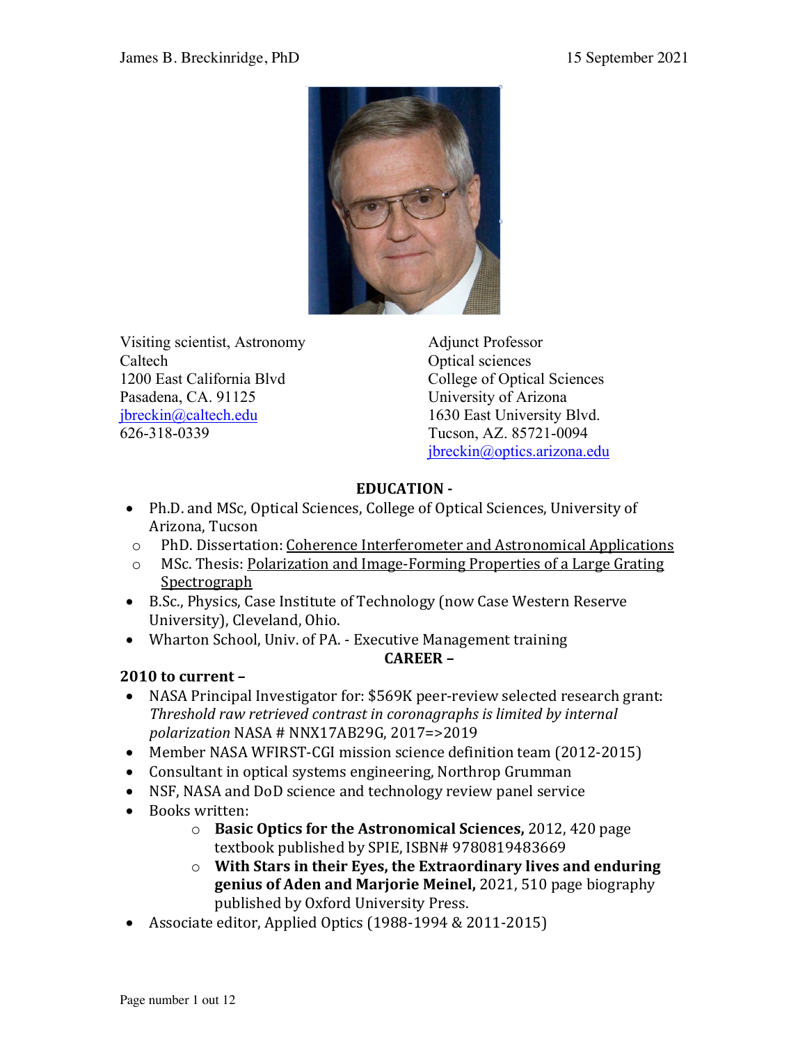Visiting scientist, Astronomy
Caltech
1200 East California Blvd
Pasadena, CA. 91125
jbreckin@caltech.edu
626-318-0339

Adjunct Professor
Optical sciences
College of Optical Sciences
University of Arizona
1630 East University Blvd.
Tucson, AZ. 85721-0094
jbreckin@optics.arizona.edu

## EDUCATION -

- Ph.D. and MSc, Optical Sciences, College of Optical Sciences, University of Arizona, Tucson
  - PhD. Dissertation: Coherence Interferometer and Astronomical Applications
  - MSc. Thesis: Polarization and Image-Forming Properties of a Large Grating Spectrograph
- B.Sc., Physics, Case Institute of Technology (now Case Western Reserve University), Cleveland, Ohio.
- Wharton School, Univ. of PA. - Executive Management training

## CAREER –

### 2010 to current –

- NASA Principal Investigator for: $569K peer-review selected research grant: *Threshold raw retrieved contrast in coronagraphs is limited by internal polarization* NASA # NNX17AB29G, 2017=>2019
- Member NASA WFIRST-CGI mission science definition team (2012-2015)
- Consultant in optical systems engineering, Northrop Grumman
- NSF, NASA and DoD science and technology review panel service
- Books written:
  - **Basic Optics for the Astronomical Sciences,** 2012, 420 page textbook published by SPIE, ISBN# 9780819483669
  - **With Stars in their Eyes, the Extraordinary lives and enduring genius of Aden and Marjorie Meinel,** 2021, 510 page biography published by Oxford University Press.
- Associate editor, Applied Optics (1988-1994 & 2011-2015)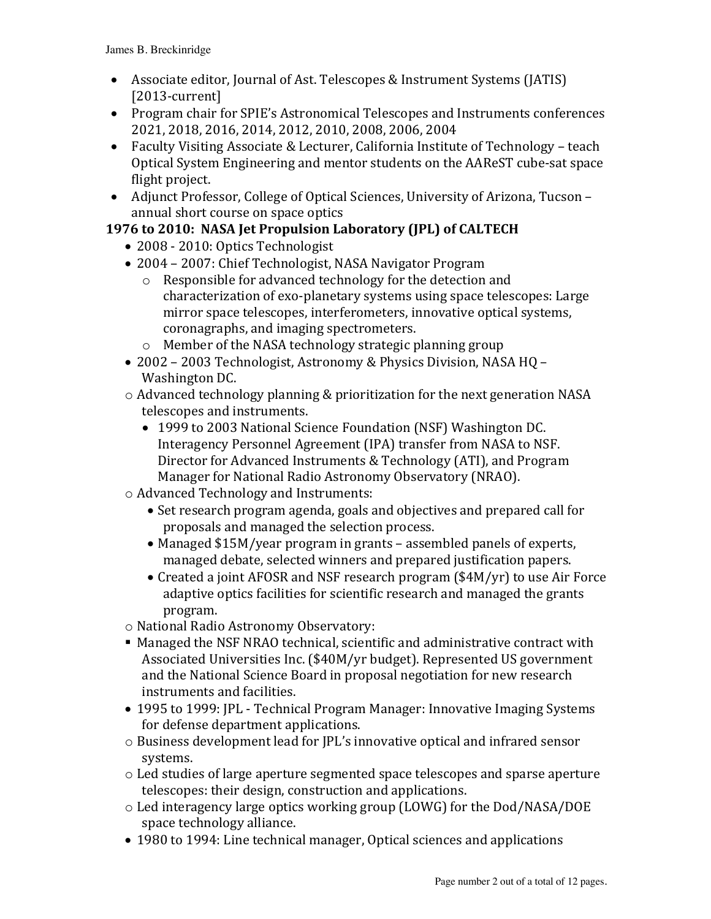- Associate editor, Journal of Ast. Telescopes & Instrument Systems (JATIS) [2013-current]
- Program chair for SPIE's Astronomical Telescopes and Instruments conferences 2021, 2018, 2016, 2014, 2012, 2010, 2008, 2006, 2004
- Faculty Visiting Associate & Lecturer, California Institute of Technology – teach Optical System Engineering and mentor students on the AAReST cube-sat space flight project.
- Adjunct Professor, College of Optical Sciences, University of Arizona, Tucson – annual short course on space optics

**1976 to 2010: NASA Jet Propulsion Laboratory (JPL) of CALTECH**

- 2008 - 2010: Optics Technologist
- 2004 – 2007: Chief Technologist, NASA Navigator Program
  - Responsible for advanced technology for the detection and characterization of exo-planetary systems using space telescopes: Large mirror space telescopes, interferometers, innovative optical systems, coronagraphs, and imaging spectrometers.
  - Member of the NASA technology strategic planning group
- 2002 – 2003 Technologist, Astronomy & Physics Division, NASA HQ – Washington DC.
  - Advanced technology planning & prioritization for the next generation NASA telescopes and instruments.
    - 1999 to 2003 National Science Foundation (NSF) Washington DC. Interagency Personnel Agreement (IPA) transfer from NASA to NSF. Director for Advanced Instruments & Technology (ATI), and Program Manager for National Radio Astronomy Observatory (NRAO).
  - Advanced Technology and Instruments:
    - Set research program agenda, goals and objectives and prepared call for proposals and managed the selection process.
    - Managed $15M/year program in grants – assembled panels of experts, managed debate, selected winners and prepared justification papers.
    - Created a joint AFOSR and NSF research program ($4M/yr) to use Air Force adaptive optics facilities for scientific research and managed the grants program.
  - National Radio Astronomy Observatory:
    - Managed the NSF NRAO technical, scientific and administrative contract with Associated Universities Inc. ($40M/yr budget). Represented US government and the National Science Board in proposal negotiation for new research instruments and facilities.
- 1995 to 1999: JPL - Technical Program Manager: Innovative Imaging Systems for defense department applications.
  - Business development lead for JPL's innovative optical and infrared sensor systems.
  - Led studies of large aperture segmented space telescopes and sparse aperture telescopes: their design, construction and applications.
  - Led interagency large optics working group (LOWG) for the Dod/NASA/DOE space technology alliance.
- 1980 to 1994: Line technical manager, Optical sciences and applications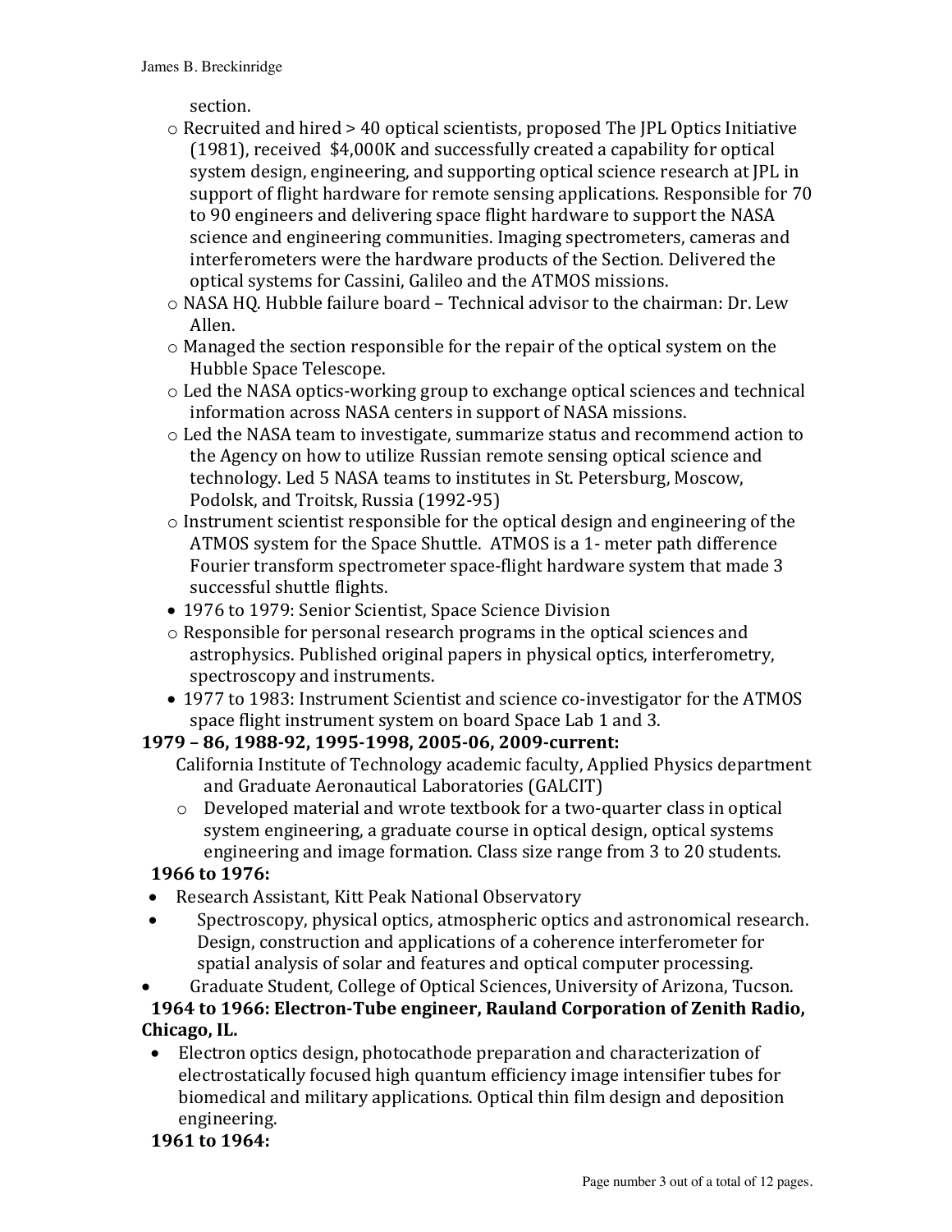section.

- Recruited and hired > 40 optical scientists, proposed The JPL Optics Initiative (1981), received $4,000K and successfully created a capability for optical system design, engineering, and supporting optical science research at JPL in support of flight hardware for remote sensing applications. Responsible for 70 to 90 engineers and delivering space flight hardware to support the NASA science and engineering communities. Imaging spectrometers, cameras and interferometers were the hardware products of the Section. Delivered the optical systems for Cassini, Galileo and the ATMOS missions.
- NASA HQ. Hubble failure board – Technical advisor to the chairman: Dr. Lew Allen.
- Managed the section responsible for the repair of the optical system on the Hubble Space Telescope.
- Led the NASA optics-working group to exchange optical sciences and technical information across NASA centers in support of NASA missions.
- Led the NASA team to investigate, summarize status and recommend action to the Agency on how to utilize Russian remote sensing optical science and technology. Led 5 NASA teams to institutes in St. Petersburg, Moscow, Podolsk, and Troitsk, Russia (1992-95)
- Instrument scientist responsible for the optical design and engineering of the ATMOS system for the Space Shuttle. ATMOS is a 1- meter path difference Fourier transform spectrometer space-flight hardware system that made 3 successful shuttle flights.

- 1976 to 1979: Senior Scientist, Space Science Division
  - Responsible for personal research programs in the optical sciences and astrophysics. Published original papers in physical optics, interferometry, spectroscopy and instruments.
- 1977 to 1983: Instrument Scientist and science co-investigator for the ATMOS space flight instrument system on board Space Lab 1 and 3.

**1979 – 86, 1988-92, 1995-1998, 2005-06, 2009-current:**

California Institute of Technology academic faculty, Applied Physics department and Graduate Aeronautical Laboratories (GALCIT)

- Developed material and wrote textbook for a two-quarter class in optical system engineering, a graduate course in optical design, optical systems engineering and image formation. Class size range from 3 to 20 students.

**1966 to 1976:**

- Research Assistant, Kitt Peak National Observatory
- Spectroscopy, physical optics, atmospheric optics and astronomical research. Design, construction and applications of a coherence interferometer for spatial analysis of solar and features and optical computer processing.
- Graduate Student, College of Optical Sciences, University of Arizona, Tucson.

**1964 to 1966: Electron-Tube engineer, Rauland Corporation of Zenith Radio, Chicago, IL.**

- Electron optics design, photocathode preparation and characterization of electrostatically focused high quantum efficiency image intensifier tubes for biomedical and military applications. Optical thin film design and deposition engineering.

**1961 to 1964:**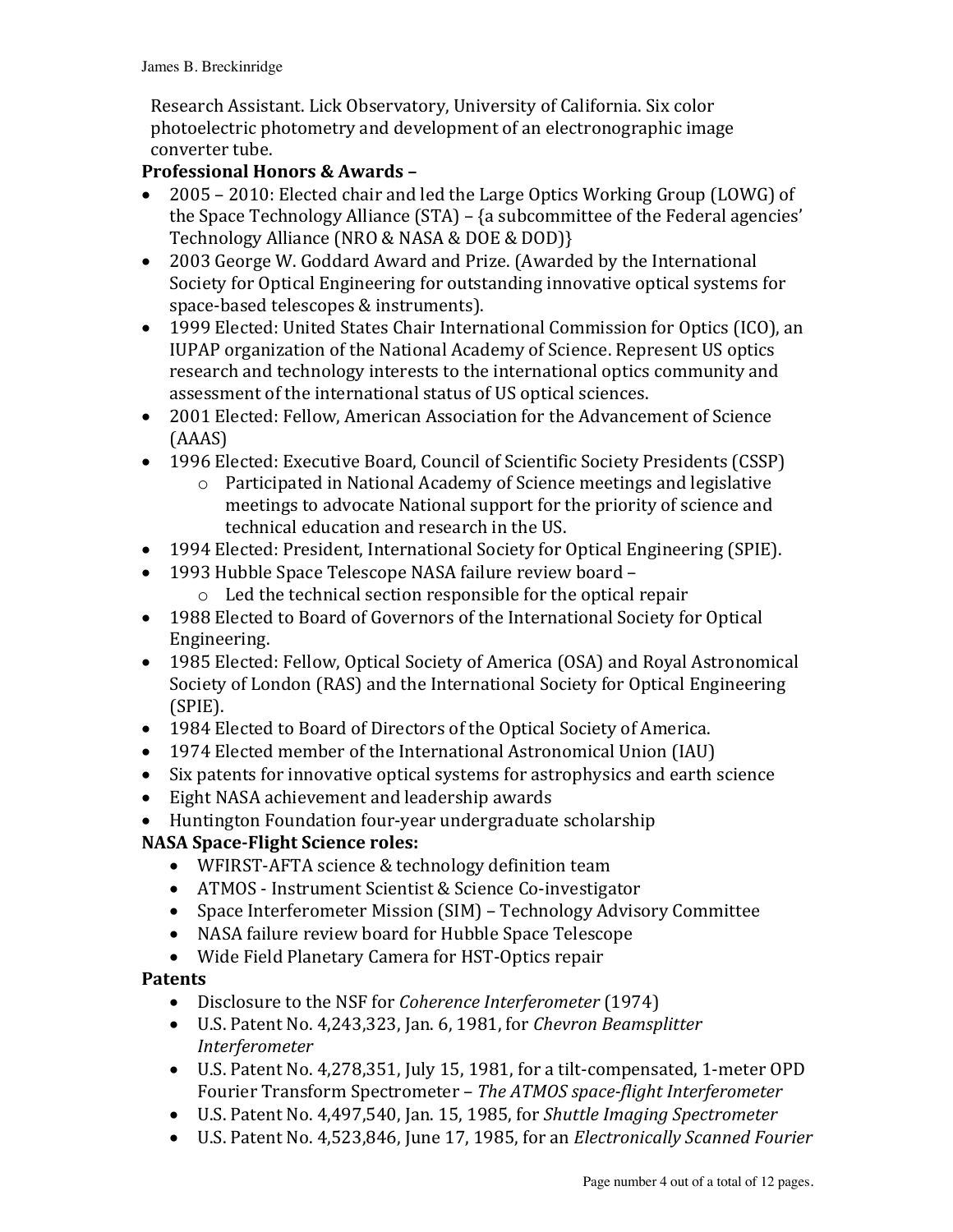Research Assistant. Lick Observatory, University of California. Six color photoelectric photometry and development of an electronographic image converter tube.

**Professional Honors & Awards –**

- 2005 – 2010: Elected chair and led the Large Optics Working Group (LOWG) of the Space Technology Alliance (STA) – {a subcommittee of the Federal agencies' Technology Alliance (NRO & NASA & DOE & DOD)}
- 2003 George W. Goddard Award and Prize. (Awarded by the International Society for Optical Engineering for outstanding innovative optical systems for space-based telescopes & instruments).
- 1999 Elected: United States Chair International Commission for Optics (ICO), an IUPAP organization of the National Academy of Science. Represent US optics research and technology interests to the international optics community and assessment of the international status of US optical sciences.
- 2001 Elected: Fellow, American Association for the Advancement of Science (AAAS)
- 1996 Elected: Executive Board, Council of Scientific Society Presidents (CSSP)
  - Participated in National Academy of Science meetings and legislative meetings to advocate National support for the priority of science and technical education and research in the US.
- 1994 Elected: President, International Society for Optical Engineering (SPIE).
- 1993 Hubble Space Telescope NASA failure review board –
  - Led the technical section responsible for the optical repair
- 1988 Elected to Board of Governors of the International Society for Optical Engineering.
- 1985 Elected: Fellow, Optical Society of America (OSA) and Royal Astronomical Society of London (RAS) and the International Society for Optical Engineering (SPIE).
- 1984 Elected to Board of Directors of the Optical Society of America.
- 1974 Elected member of the International Astronomical Union (IAU)
- Six patents for innovative optical systems for astrophysics and earth science
- Eight NASA achievement and leadership awards
- Huntington Foundation four-year undergraduate scholarship

**NASA Space-Flight Science roles:**

- WFIRST-AFTA science & technology definition team
- ATMOS - Instrument Scientist & Science Co-investigator
- Space Interferometer Mission (SIM) – Technology Advisory Committee
- NASA failure review board for Hubble Space Telescope
- Wide Field Planetary Camera for HST-Optics repair

**Patents**

- Disclosure to the NSF for *Coherence Interferometer* (1974)
- U.S. Patent No. 4,243,323, Jan. 6, 1981, for *Chevron Beamsplitter Interferometer*
- U.S. Patent No. 4,278,351, July 15, 1981, for a tilt-compensated, 1-meter OPD Fourier Transform Spectrometer – *The ATMOS space-flight Interferometer*
- U.S. Patent No. 4,497,540, Jan. 15, 1985, for *Shuttle Imaging Spectrometer*
- U.S. Patent No. 4,523,846, June 17, 1985, for an *Electronically Scanned Fourier*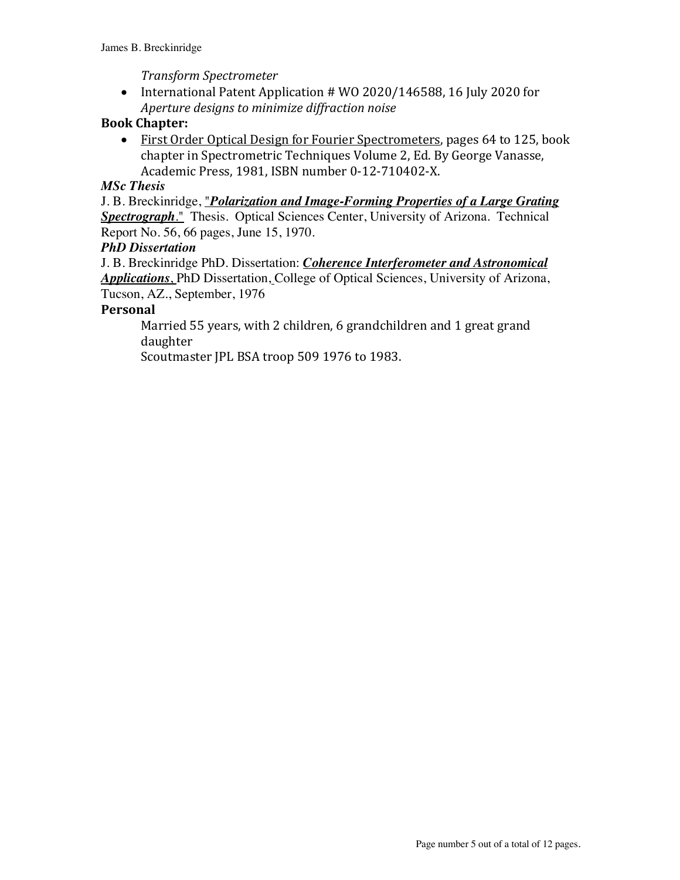*Transform Spectrometer*

- International Patent Application # WO 2020/146588, 16 July 2020 for *Aperture designs to minimize diffraction noise*

**Book Chapter:**

- First Order Optical Design for Fourier Spectrometers, pages 64 to 125, book chapter in Spectrometric Techniques Volume 2, Ed. By George Vanasse, Academic Press, 1981, ISBN number 0-12-710402-X.

***MSc Thesis***

J. B. Breckinridge, "***Polarization and Image-Forming Properties of a Large Grating Spectrograph***." Thesis. Optical Sciences Center, University of Arizona. Technical Report No. 56, 66 pages, June 15, 1970.

***PhD Dissertation***

J. B. Breckinridge PhD. Dissertation: ***Coherence Interferometer and Astronomical Applications***, PhD Dissertation, College of Optical Sciences, University of Arizona, Tucson, AZ., September, 1976

**Personal**

Married 55 years, with 2 children, 6 grandchildren and 1 great grand daughter

Scoutmaster JPL BSA troop 509 1976 to 1983.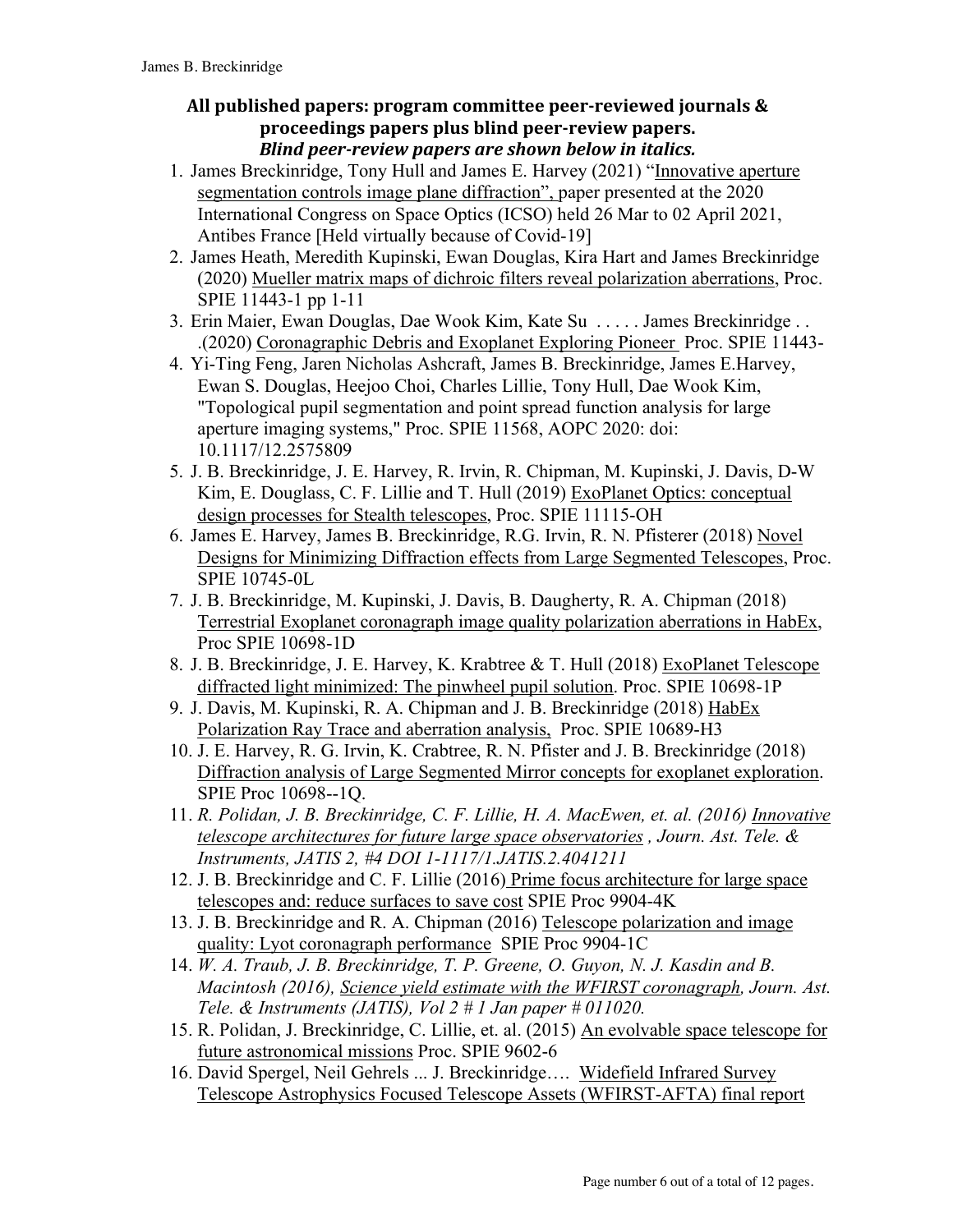## All published papers: program committee peer-reviewed journals & proceedings papers plus blind peer-review papers.

***Blind peer-review papers are shown below in italics.***

1. James Breckinridge, Tony Hull and James E. Harvey (2021) "Innovative aperture segmentation controls image plane diffraction", paper presented at the 2020 International Congress on Space Optics (ICSO) held 26 Mar to 02 April 2021, Antibes France [Held virtually because of Covid-19]
2. James Heath, Meredith Kupinski, Ewan Douglas, Kira Hart and James Breckinridge (2020) Mueller matrix maps of dichroic filters reveal polarization aberrations, Proc. SPIE 11443-1 pp 1-11
3. Erin Maier, Ewan Douglas, Dae Wook Kim, Kate Su . . . . . James Breckinridge . . .(2020) Coronagraphic Debris and Exoplanet Exploring Pioneer Proc. SPIE 11443-
4. Yi-Ting Feng, Jaren Nicholas Ashcraft, James B. Breckinridge, James E.Harvey, Ewan S. Douglas, Heejoo Choi, Charles Lillie, Tony Hull, Dae Wook Kim, "Topological pupil segmentation and point spread function analysis for large aperture imaging systems," Proc. SPIE 11568, AOPC 2020: doi: 10.1117/12.2575809
5. J. B. Breckinridge, J. E. Harvey, R. Irvin, R. Chipman, M. Kupinski, J. Davis, D-W Kim, E. Douglass, C. F. Lillie and T. Hull (2019) ExoPlanet Optics: conceptual design processes for Stealth telescopes, Proc. SPIE 11115-OH
6. James E. Harvey, James B. Breckinridge, R.G. Irvin, R. N. Pfisterer (2018) Novel Designs for Minimizing Diffraction effects from Large Segmented Telescopes, Proc. SPIE 10745-0L
7. J. B. Breckinridge, M. Kupinski, J. Davis, B. Daugherty, R. A. Chipman (2018) Terrestrial Exoplanet coronagraph image quality polarization aberrations in HabEx, Proc SPIE 10698-1D
8. J. B. Breckinridge, J. E. Harvey, K. Krabtree & T. Hull (2018) ExoPlanet Telescope diffracted light minimized: The pinwheel pupil solution. Proc. SPIE 10698-1P
9. J. Davis, M. Kupinski, R. A. Chipman and J. B. Breckinridge (2018) HabEx Polarization Ray Trace and aberration analysis, Proc. SPIE 10689-H3
10. J. E. Harvey, R. G. Irvin, K. Crabtree, R. N. Pfister and J. B. Breckinridge (2018) Diffraction analysis of Large Segmented Mirror concepts for exoplanet exploration. SPIE Proc 10698--1Q.
11. *R. Polidan, J. B. Breckinridge, C. F. Lillie, H. A. MacEwen, et. al. (2016) Innovative telescope architectures for future large space observatories , Journ. Ast. Tele. & Instruments, JATIS 2, #4 DOI 1-1117/1.JATIS.2.4041211*
12. J. B. Breckinridge and C. F. Lillie (2016) Prime focus architecture for large space telescopes and: reduce surfaces to save cost SPIE Proc 9904-4K
13. J. B. Breckinridge and R. A. Chipman (2016) Telescope polarization and image quality: Lyot coronagraph performance SPIE Proc 9904-1C
14. *W. A. Traub, J. B. Breckinridge, T. P. Greene, O. Guyon, N. J. Kasdin and B. Macintosh (2016), Science yield estimate with the WFIRST coronagraph, Journ. Ast. Tele. & Instruments (JATIS), Vol 2 # 1 Jan paper # 011020.*
15. R. Polidan, J. Breckinridge, C. Lillie, et. al. (2015) An evolvable space telescope for future astronomical missions Proc. SPIE 9602-6
16. David Spergel, Neil Gehrels ... J. Breckinridge…. Widefield Infrared Survey Telescope Astrophysics Focused Telescope Assets (WFIRST-AFTA) final report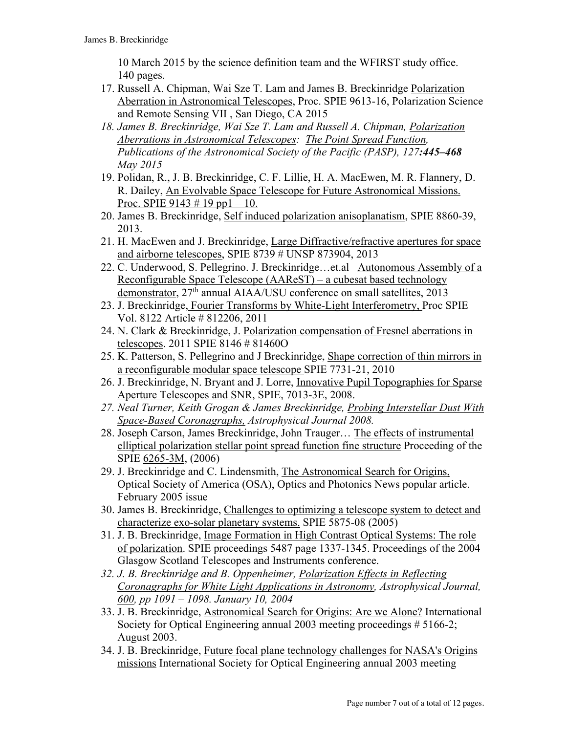10 March 2015 by the science definition team and the WFIRST study office. 140 pages.

17. Russell A. Chipman, Wai Sze T. Lam and James B. Breckinridge Polarization Aberration in Astronomical Telescopes, Proc. SPIE 9613-16, Polarization Science and Remote Sensing VII , San Diego, CA 2015
18. *James B. Breckinridge, Wai Sze T. Lam and Russell A. Chipman, Polarization Aberrations in Astronomical Telescopes: The Point Spread Function, Publications of the Astronomical Society of the Pacific (PASP), 127**:445–468** May 2015*
19. Polidan, R., J. B. Breckinridge, C. F. Lillie, H. A. MacEwen, M. R. Flannery, D. R. Dailey, An Evolvable Space Telescope for Future Astronomical Missions. Proc. SPIE 9143 # 19 pp1 – 10.
20. James B. Breckinridge, Self induced polarization anisoplanatism, SPIE 8860-39, 2013.
21. H. MacEwen and J. Breckinridge, Large Diffractive/refractive apertures for space and airborne telescopes, SPIE 8739 # UNSP 873904, 2013
22. C. Underwood, S. Pellegrino. J. Breckinridge…et.al Autonomous Assembly of a Reconfigurable Space Telescope (AAReST) – a cubesat based technology demonstrator, 27th annual AIAA/USU conference on small satellites, 2013
23. J. Breckinridge, Fourier Transforms by White-Light Interferometry, Proc SPIE Vol. 8122 Article # 812206, 2011
24. N. Clark & Breckinridge, J. Polarization compensation of Fresnel aberrations in telescopes. 2011 SPIE 8146 # 81460O
25. K. Patterson, S. Pellegrino and J Breckinridge, Shape correction of thin mirrors in a reconfigurable modular space telescope SPIE 7731-21, 2010
26. J. Breckinridge, N. Bryant and J. Lorre, Innovative Pupil Topographies for Sparse Aperture Telescopes and SNR, SPIE, 7013-3E, 2008.
27. *Neal Turner, Keith Grogan & James Breckinridge, Probing Interstellar Dust With Space-Based Coronagraphs, Astrophysical Journal 2008.*
28. Joseph Carson, James Breckinridge, John Trauger… The effects of instrumental elliptical polarization stellar point spread function fine structure Proceeding of the SPIE 6265-3M, (2006)
29. J. Breckinridge and C. Lindensmith, The Astronomical Search for Origins, Optical Society of America (OSA), Optics and Photonics News popular article. – February 2005 issue
30. James B. Breckinridge, Challenges to optimizing a telescope system to detect and characterize exo-solar planetary systems. SPIE 5875-08 (2005)
31. J. B. Breckinridge, Image Formation in High Contrast Optical Systems: The role of polarization. SPIE proceedings 5487 page 1337-1345. Proceedings of the 2004 Glasgow Scotland Telescopes and Instruments conference.
32. *J. B. Breckinridge and B. Oppenheimer, Polarization Effects in Reflecting Coronagraphs for White Light Applications in Astronomy, Astrophysical Journal, 600, pp 1091 – 1098. January 10, 2004*
33. J. B. Breckinridge, Astronomical Search for Origins: Are we Alone? International Society for Optical Engineering annual 2003 meeting proceedings # 5166-2; August 2003.
34. J. B. Breckinridge, Future focal plane technology challenges for NASA's Origins missions International Society for Optical Engineering annual 2003 meeting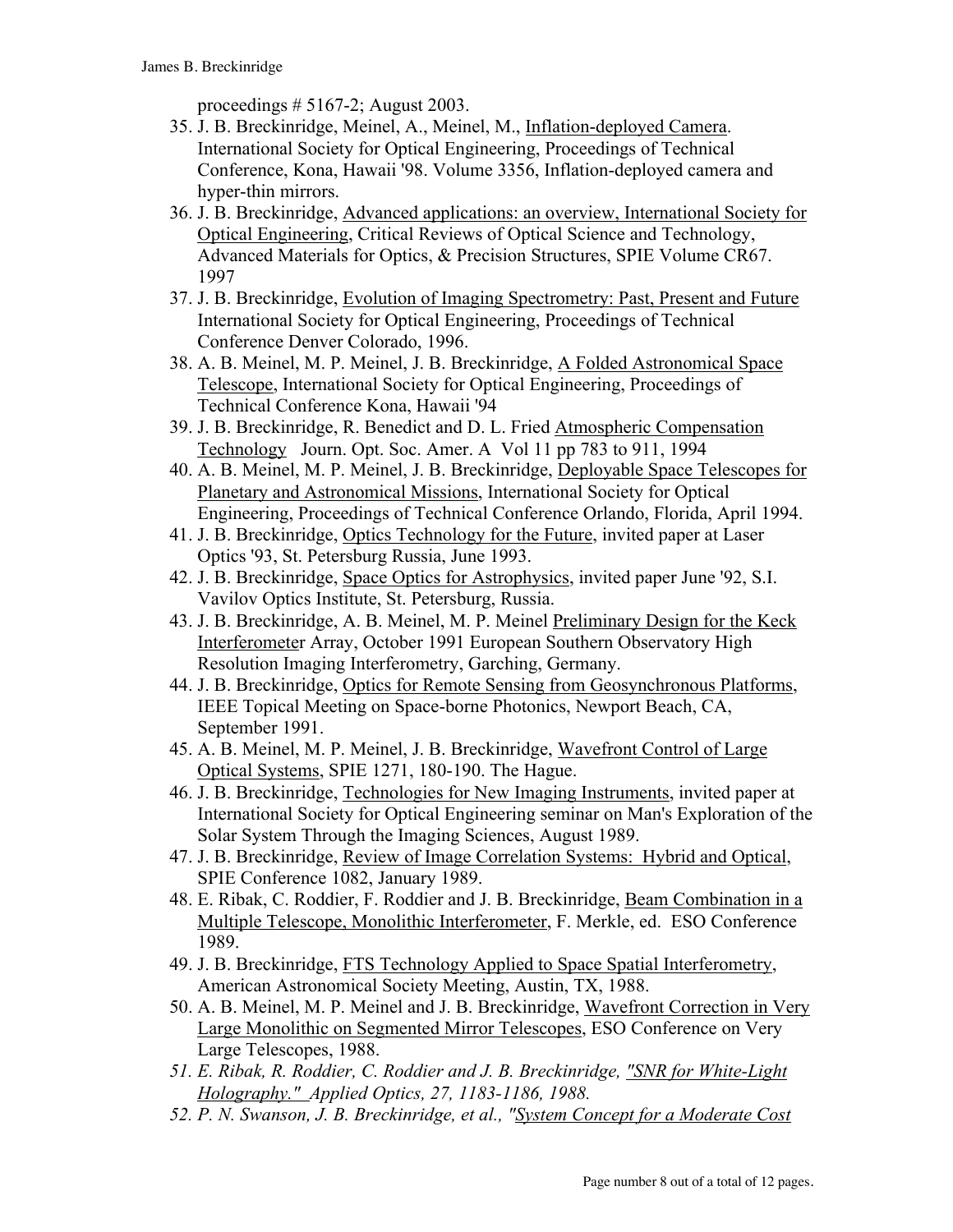proceedings # 5167-2; August 2003.

35. J. B. Breckinridge, Meinel, A., Meinel, M., Inflation-deployed Camera. International Society for Optical Engineering, Proceedings of Technical Conference, Kona, Hawaii '98. Volume 3356, Inflation-deployed camera and hyper-thin mirrors.
36. J. B. Breckinridge, Advanced applications: an overview, International Society for Optical Engineering, Critical Reviews of Optical Science and Technology, Advanced Materials for Optics, & Precision Structures, SPIE Volume CR67. 1997
37. J. B. Breckinridge, Evolution of Imaging Spectrometry: Past, Present and Future International Society for Optical Engineering, Proceedings of Technical Conference Denver Colorado, 1996.
38. A. B. Meinel, M. P. Meinel, J. B. Breckinridge, A Folded Astronomical Space Telescope, International Society for Optical Engineering, Proceedings of Technical Conference Kona, Hawaii '94
39. J. B. Breckinridge, R. Benedict and D. L. Fried Atmospheric Compensation Technology Journ. Opt. Soc. Amer. A Vol 11 pp 783 to 911, 1994
40. A. B. Meinel, M. P. Meinel, J. B. Breckinridge, Deployable Space Telescopes for Planetary and Astronomical Missions, International Society for Optical Engineering, Proceedings of Technical Conference Orlando, Florida, April 1994.
41. J. B. Breckinridge, Optics Technology for the Future, invited paper at Laser Optics '93, St. Petersburg Russia, June 1993.
42. J. B. Breckinridge, Space Optics for Astrophysics, invited paper June '92, S.I. Vavilov Optics Institute, St. Petersburg, Russia.
43. J. B. Breckinridge, A. B. Meinel, M. P. Meinel Preliminary Design for the Keck Interferometer Array, October 1991 European Southern Observatory High Resolution Imaging Interferometry, Garching, Germany.
44. J. B. Breckinridge, Optics for Remote Sensing from Geosynchronous Platforms, IEEE Topical Meeting on Space-borne Photonics, Newport Beach, CA, September 1991.
45. A. B. Meinel, M. P. Meinel, J. B. Breckinridge, Wavefront Control of Large Optical Systems, SPIE 1271, 180-190. The Hague.
46. J. B. Breckinridge, Technologies for New Imaging Instruments, invited paper at International Society for Optical Engineering seminar on Man's Exploration of the Solar System Through the Imaging Sciences, August 1989.
47. J. B. Breckinridge, Review of Image Correlation Systems: Hybrid and Optical, SPIE Conference 1082, January 1989.
48. E. Ribak, C. Roddier, F. Roddier and J. B. Breckinridge, Beam Combination in a Multiple Telescope, Monolithic Interferometer, F. Merkle, ed. ESO Conference 1989.
49. J. B. Breckinridge, FTS Technology Applied to Space Spatial Interferometry, American Astronomical Society Meeting, Austin, TX, 1988.
50. A. B. Meinel, M. P. Meinel and J. B. Breckinridge, Wavefront Correction in Very Large Monolithic on Segmented Mirror Telescopes, ESO Conference on Very Large Telescopes, 1988.
51. *E. Ribak, R. Roddier, C. Roddier and J. B. Breckinridge, "SNR for White-Light Holography." Applied Optics, 27, 1183-1186, 1988.*
52. *P. N. Swanson, J. B. Breckinridge, et al., "System Concept for a Moderate Cost*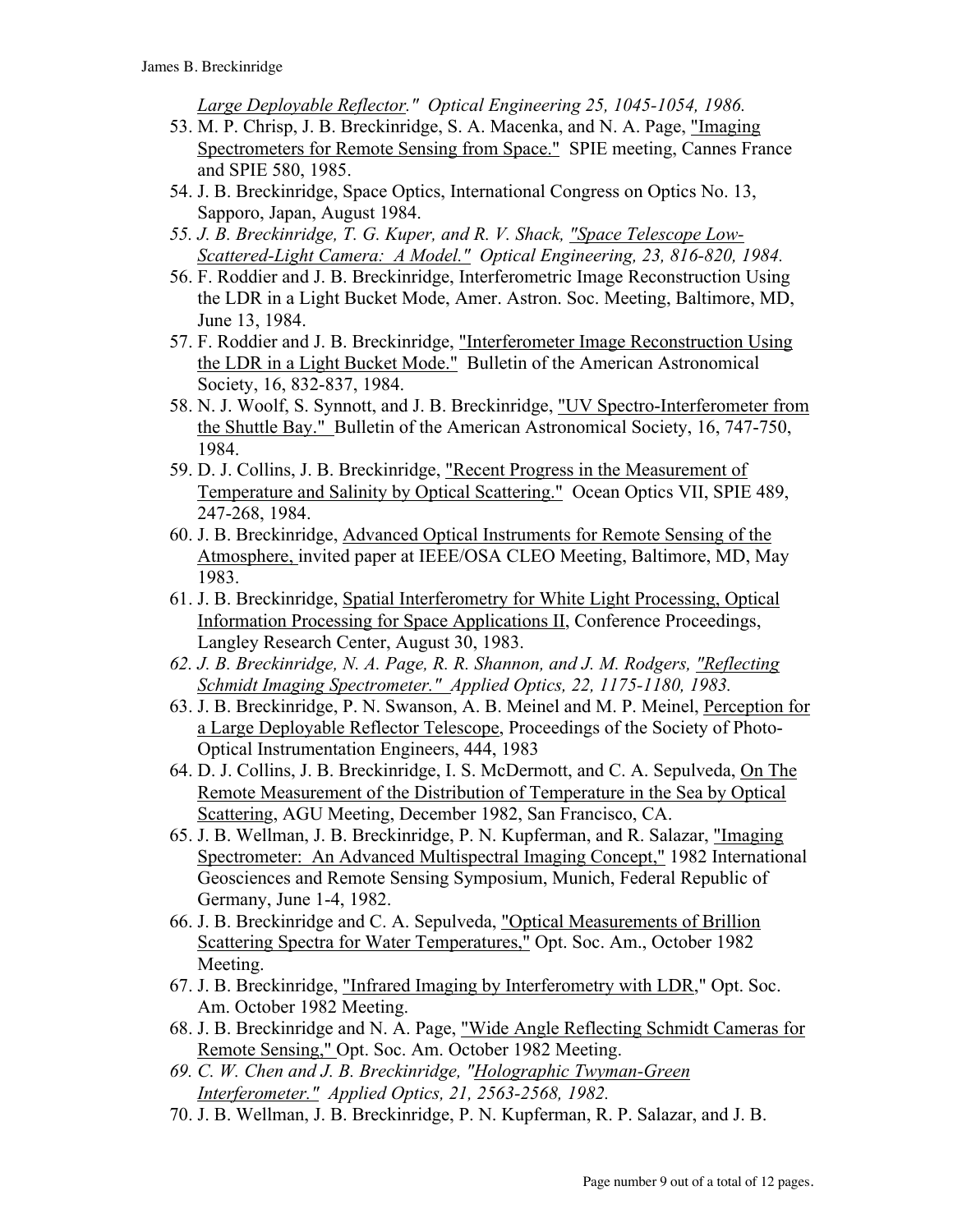*Large Deployable Reflector." Optical Engineering 25, 1045-1054, 1986.*

53. M. P. Chrisp, J. B. Breckinridge, S. A. Macenka, and N. A. Page, "Imaging Spectrometers for Remote Sensing from Space." SPIE meeting, Cannes France and SPIE 580, 1985.
54. J. B. Breckinridge, Space Optics, International Congress on Optics No. 13, Sapporo, Japan, August 1984.
55. *J. B. Breckinridge, T. G. Kuper, and R. V. Shack, "Space Telescope Low-Scattered-Light Camera: A Model." Optical Engineering, 23, 816-820, 1984.*
56. F. Roddier and J. B. Breckinridge, Interferometric Image Reconstruction Using the LDR in a Light Bucket Mode, Amer. Astron. Soc. Meeting, Baltimore, MD, June 13, 1984.
57. F. Roddier and J. B. Breckinridge, "Interferometer Image Reconstruction Using the LDR in a Light Bucket Mode." Bulletin of the American Astronomical Society, 16, 832-837, 1984.
58. N. J. Woolf, S. Synnott, and J. B. Breckinridge, "UV Spectro-Interferometer from the Shuttle Bay." Bulletin of the American Astronomical Society, 16, 747-750, 1984.
59. D. J. Collins, J. B. Breckinridge, "Recent Progress in the Measurement of Temperature and Salinity by Optical Scattering." Ocean Optics VII, SPIE 489, 247-268, 1984.
60. J. B. Breckinridge, Advanced Optical Instruments for Remote Sensing of the Atmosphere, invited paper at IEEE/OSA CLEO Meeting, Baltimore, MD, May 1983.
61. J. B. Breckinridge, Spatial Interferometry for White Light Processing, Optical Information Processing for Space Applications II, Conference Proceedings, Langley Research Center, August 30, 1983.
62. *J. B. Breckinridge, N. A. Page, R. R. Shannon, and J. M. Rodgers, "Reflecting Schmidt Imaging Spectrometer." Applied Optics, 22, 1175-1180, 1983.*
63. J. B. Breckinridge, P. N. Swanson, A. B. Meinel and M. P. Meinel, Perception for a Large Deployable Reflector Telescope, Proceedings of the Society of Photo-Optical Instrumentation Engineers, 444, 1983
64. D. J. Collins, J. B. Breckinridge, I. S. McDermott, and C. A. Sepulveda, On The Remote Measurement of the Distribution of Temperature in the Sea by Optical Scattering, AGU Meeting, December 1982, San Francisco, CA.
65. J. B. Wellman, J. B. Breckinridge, P. N. Kupferman, and R. Salazar, "Imaging Spectrometer: An Advanced Multispectral Imaging Concept," 1982 International Geosciences and Remote Sensing Symposium, Munich, Federal Republic of Germany, June 1-4, 1982.
66. J. B. Breckinridge and C. A. Sepulveda, "Optical Measurements of Brillion Scattering Spectra for Water Temperatures," Opt. Soc. Am., October 1982 Meeting.
67. J. B. Breckinridge, "Infrared Imaging by Interferometry with LDR," Opt. Soc. Am. October 1982 Meeting.
68. J. B. Breckinridge and N. A. Page, "Wide Angle Reflecting Schmidt Cameras for Remote Sensing," Opt. Soc. Am. October 1982 Meeting.
69. *C. W. Chen and J. B. Breckinridge, "Holographic Twyman-Green Interferometer." Applied Optics, 21, 2563-2568, 1982.*
70. J. B. Wellman, J. B. Breckinridge, P. N. Kupferman, R. P. Salazar, and J. B.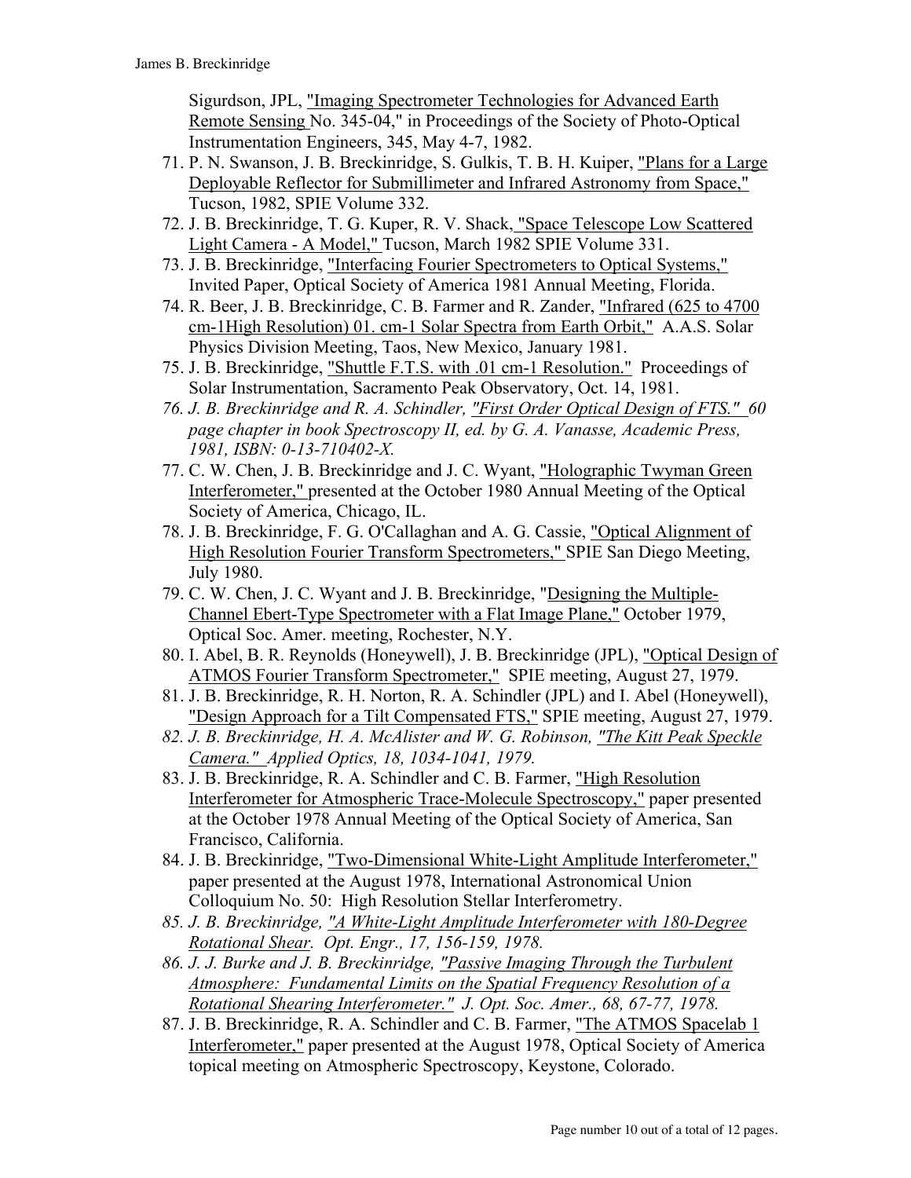Sigurdson, JPL, "Imaging Spectrometer Technologies for Advanced Earth Remote Sensing No. 345-04," in Proceedings of the Society of Photo-Optical Instrumentation Engineers, 345, May 4-7, 1982.

71. P. N. Swanson, J. B. Breckinridge, S. Gulkis, T. B. H. Kuiper, "Plans for a Large Deployable Reflector for Submillimeter and Infrared Astronomy from Space," Tucson, 1982, SPIE Volume 332.
72. J. B. Breckinridge, T. G. Kuper, R. V. Shack, "Space Telescope Low Scattered Light Camera - A Model," Tucson, March 1982 SPIE Volume 331.
73. J. B. Breckinridge, "Interfacing Fourier Spectrometers to Optical Systems," Invited Paper, Optical Society of America 1981 Annual Meeting, Florida.
74. R. Beer, J. B. Breckinridge, C. B. Farmer and R. Zander, "Infrared (625 to 4700 cm-1High Resolution) 01. cm-1 Solar Spectra from Earth Orbit," A.A.S. Solar Physics Division Meeting, Taos, New Mexico, January 1981.
75. J. B. Breckinridge, "Shuttle F.T.S. with .01 cm-1 Resolution." Proceedings of Solar Instrumentation, Sacramento Peak Observatory, Oct. 14, 1981.
76. *J. B. Breckinridge and R. A. Schindler, "First Order Optical Design of FTS." 60 page chapter in book Spectroscopy II, ed. by G. A. Vanasse, Academic Press, 1981, ISBN: 0-13-710402-X.*
77. C. W. Chen, J. B. Breckinridge and J. C. Wyant, "Holographic Twyman Green Interferometer," presented at the October 1980 Annual Meeting of the Optical Society of America, Chicago, IL.
78. J. B. Breckinridge, F. G. O'Callaghan and A. G. Cassie, "Optical Alignment of High Resolution Fourier Transform Spectrometers," SPIE San Diego Meeting, July 1980.
79. C. W. Chen, J. C. Wyant and J. B. Breckinridge, "Designing the Multiple-Channel Ebert-Type Spectrometer with a Flat Image Plane," October 1979, Optical Soc. Amer. meeting, Rochester, N.Y.
80. I. Abel, B. R. Reynolds (Honeywell), J. B. Breckinridge (JPL), "Optical Design of ATMOS Fourier Transform Spectrometer," SPIE meeting, August 27, 1979.
81. J. B. Breckinridge, R. H. Norton, R. A. Schindler (JPL) and I. Abel (Honeywell), "Design Approach for a Tilt Compensated FTS," SPIE meeting, August 27, 1979.
82. *J. B. Breckinridge, H. A. McAlister and W. G. Robinson, "The Kitt Peak Speckle Camera." Applied Optics, 18, 1034-1041, 1979.*
83. J. B. Breckinridge, R. A. Schindler and C. B. Farmer, "High Resolution Interferometer for Atmospheric Trace-Molecule Spectroscopy," paper presented at the October 1978 Annual Meeting of the Optical Society of America, San Francisco, California.
84. J. B. Breckinridge, "Two-Dimensional White-Light Amplitude Interferometer," paper presented at the August 1978, International Astronomical Union Colloquium No. 50: High Resolution Stellar Interferometry.
85. *J. B. Breckinridge, "A White-Light Amplitude Interferometer with 180-Degree Rotational Shear. Opt. Engr., 17, 156-159, 1978.*
86. *J. J. Burke and J. B. Breckinridge, "Passive Imaging Through the Turbulent Atmosphere: Fundamental Limits on the Spatial Frequency Resolution of a Rotational Shearing Interferometer." J. Opt. Soc. Amer., 68, 67-77, 1978.*
87. J. B. Breckinridge, R. A. Schindler and C. B. Farmer, "The ATMOS Spacelab 1 Interferometer," paper presented at the August 1978, Optical Society of America topical meeting on Atmospheric Spectroscopy, Keystone, Colorado.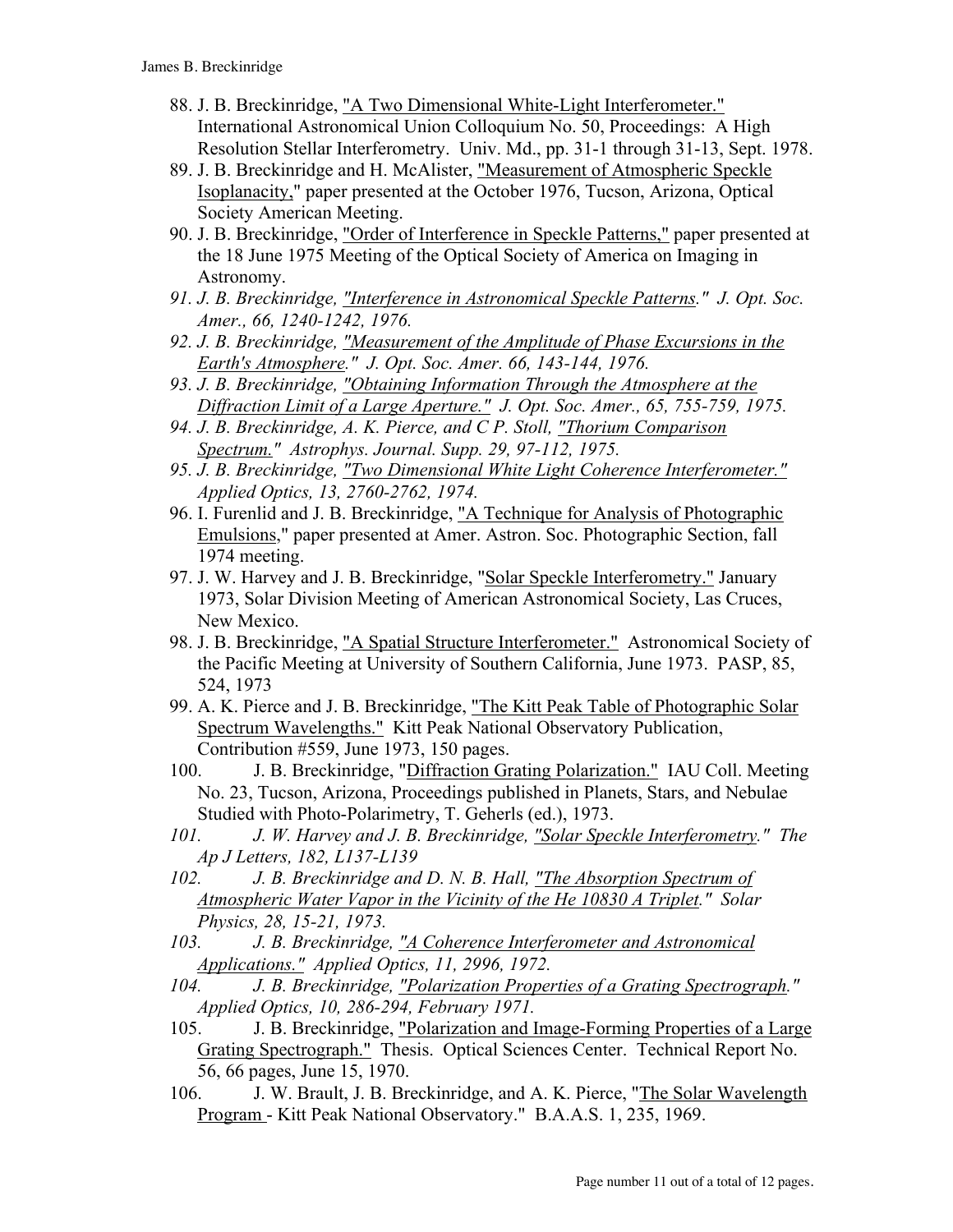88. J. B. Breckinridge, "A Two Dimensional White-Light Interferometer." International Astronomical Union Colloquium No. 50, Proceedings: A High Resolution Stellar Interferometry. Univ. Md., pp. 31-1 through 31-13, Sept. 1978.
89. J. B. Breckinridge and H. McAlister, "Measurement of Atmospheric Speckle Isoplanacity," paper presented at the October 1976, Tucson, Arizona, Optical Society American Meeting.
90. J. B. Breckinridge, "Order of Interference in Speckle Patterns," paper presented at the 18 June 1975 Meeting of the Optical Society of America on Imaging in Astronomy.
91. *J. B. Breckinridge, "Interference in Astronomical Speckle Patterns." J. Opt. Soc. Amer., 66, 1240-1242, 1976.*
92. *J. B. Breckinridge, "Measurement of the Amplitude of Phase Excursions in the Earth's Atmosphere." J. Opt. Soc. Amer. 66, 143-144, 1976.*
93. *J. B. Breckinridge, "Obtaining Information Through the Atmosphere at the Diffraction Limit of a Large Aperture." J. Opt. Soc. Amer., 65, 755-759, 1975.*
94. *J. B. Breckinridge, A. K. Pierce, and C P. Stoll, "Thorium Comparison Spectrum." Astrophys. Journal. Supp. 29, 97-112, 1975.*
95. *J. B. Breckinridge, "Two Dimensional White Light Coherence Interferometer." Applied Optics, 13, 2760-2762, 1974.*
96. I. Furenlid and J. B. Breckinridge, "A Technique for Analysis of Photographic Emulsions," paper presented at Amer. Astron. Soc. Photographic Section, fall 1974 meeting.
97. J. W. Harvey and J. B. Breckinridge, "Solar Speckle Interferometry." January 1973, Solar Division Meeting of American Astronomical Society, Las Cruces, New Mexico.
98. J. B. Breckinridge, "A Spatial Structure Interferometer." Astronomical Society of the Pacific Meeting at University of Southern California, June 1973. PASP, 85, 524, 1973
99. A. K. Pierce and J. B. Breckinridge, "The Kitt Peak Table of Photographic Solar Spectrum Wavelengths." Kitt Peak National Observatory Publication, Contribution #559, June 1973, 150 pages.
100. J. B. Breckinridge, "Diffraction Grating Polarization." IAU Coll. Meeting No. 23, Tucson, Arizona, Proceedings published in Planets, Stars, and Nebulae Studied with Photo-Polarimetry, T. Geherls (ed.), 1973.
101. *J. W. Harvey and J. B. Breckinridge, "Solar Speckle Interferometry." The Ap J Letters, 182, L137-L139*
102. *J. B. Breckinridge and D. N. B. Hall, "The Absorption Spectrum of Atmospheric Water Vapor in the Vicinity of the He 10830 A Triplet." Solar Physics, 28, 15-21, 1973.*
103. *J. B. Breckinridge, "A Coherence Interferometer and Astronomical Applications." Applied Optics, 11, 2996, 1972.*
104. *J. B. Breckinridge, "Polarization Properties of a Grating Spectrograph." Applied Optics, 10, 286-294, February 1971.*
105. J. B. Breckinridge, "Polarization and Image-Forming Properties of a Large Grating Spectrograph." Thesis. Optical Sciences Center. Technical Report No. 56, 66 pages, June 15, 1970.
106. J. W. Brault, J. B. Breckinridge, and A. K. Pierce, "The Solar Wavelength Program - Kitt Peak National Observatory." B.A.A.S. 1, 235, 1969.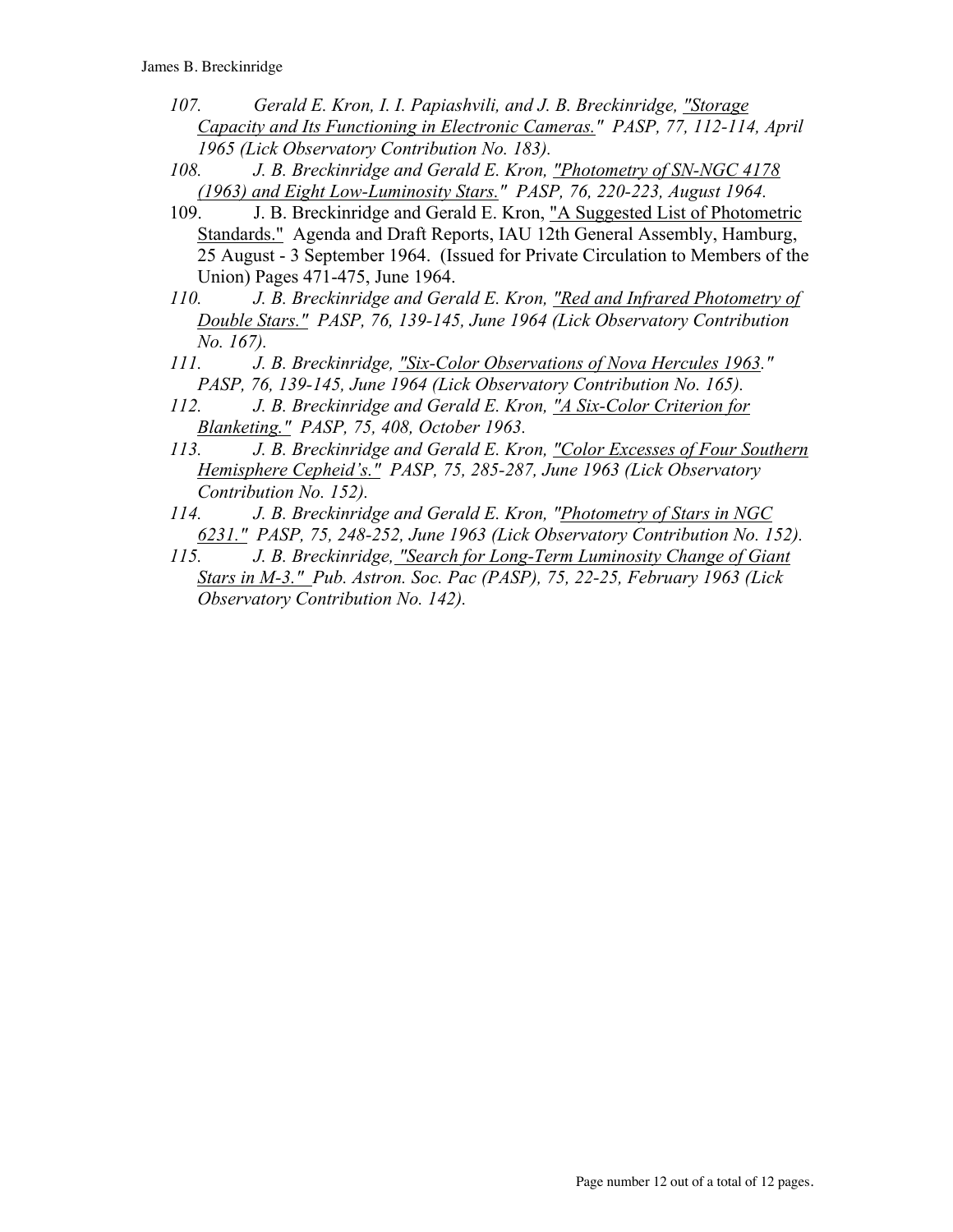107. *Gerald E. Kron, I. I. Papiashvili, and J. B. Breckinridge, "Storage Capacity and Its Functioning in Electronic Cameras." PASP, 77, 112-114, April 1965 (Lick Observatory Contribution No. 183).*

108. *J. B. Breckinridge and Gerald E. Kron, "Photometry of SN-NGC 4178 (1963) and Eight Low-Luminosity Stars." PASP, 76, 220-223, August 1964.*

109. J. B. Breckinridge and Gerald E. Kron, "A Suggested List of Photometric Standards." Agenda and Draft Reports, IAU 12th General Assembly, Hamburg, 25 August - 3 September 1964. (Issued for Private Circulation to Members of the Union) Pages 471-475, June 1964.

110. *J. B. Breckinridge and Gerald E. Kron, "Red and Infrared Photometry of Double Stars." PASP, 76, 139-145, June 1964 (Lick Observatory Contribution No. 167).*

111. *J. B. Breckinridge, "Six-Color Observations of Nova Hercules 1963." PASP, 76, 139-145, June 1964 (Lick Observatory Contribution No. 165).*

112. *J. B. Breckinridge and Gerald E. Kron, "A Six-Color Criterion for Blanketing." PASP, 75, 408, October 1963.*

113. *J. B. Breckinridge and Gerald E. Kron, "Color Excesses of Four Southern Hemisphere Cepheid's." PASP, 75, 285-287, June 1963 (Lick Observatory Contribution No. 152).*

114. *J. B. Breckinridge and Gerald E. Kron, "Photometry of Stars in NGC 6231." PASP, 75, 248-252, June 1963 (Lick Observatory Contribution No. 152).*

115. *J. B. Breckinridge, "Search for Long-Term Luminosity Change of Giant Stars in M-3." Pub. Astron. Soc. Pac (PASP), 75, 22-25, February 1963 (Lick Observatory Contribution No. 142).*